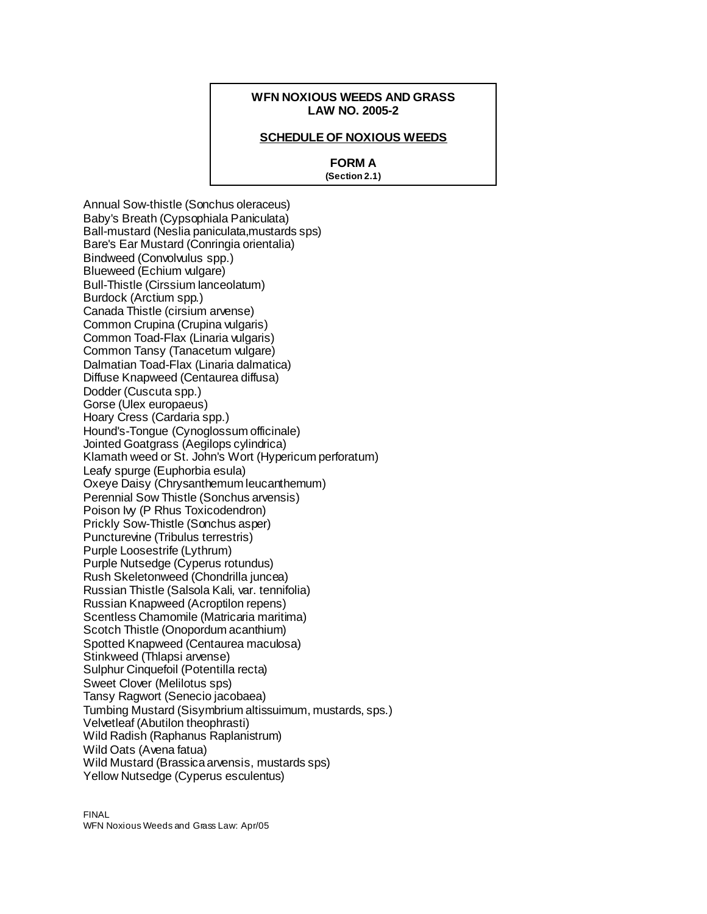**WFN NOXIOUS WEEDS AND GRASS**
**LAW NO. 2005-2**

**SCHEDULE OF NOXIOUS WEEDS**

**FORM A**
**(Section 2.1)**

Annual Sow-thistle (Sonchus oleraceus)
Baby's Breath (Cypsophiala Paniculata)
Ball-mustard (Neslia paniculata,mustards sps)
Bare's Ear Mustard (Conringia orientalia)
Bindweed (Convolvulus spp.)
Blueweed (Echium vulgare)
Bull-Thistle (Cirssium lanceolatum)
Burdock (Arctium spp.)
Canada Thistle (cirsium arvense)
Common Crupina (Crupina vulgaris)
Common Toad-Flax (Linaria vulgaris)
Common Tansy (Tanacetum vulgare)
Dalmatian Toad-Flax (Linaria dalmatica)
Diffuse Knapweed (Centaurea diffusa)
Dodder (Cuscuta spp.)
Gorse (Ulex europaeus)
Hoary Cress (Cardaria spp.)
Hound's-Tongue (Cynoglossum officinale)
Jointed Goatgrass (Aegilops cylindrica)
Klamath weed or St. John's Wort (Hypericum perforatum)
Leafy spurge (Euphorbia esula)
Oxeye Daisy (Chrysanthemum leucanthemum)
Perennial Sow Thistle (Sonchus arvensis)
Poison Ivy (P Rhus Toxicodendron)
Prickly Sow-Thistle (Sonchus asper)
Puncturevine (Tribulus terrestris)
Purple Loosestrife (Lythrum)
Purple Nutsedge (Cyperus rotundus)
Rush Skeletonweed (Chondrilla juncea)
Russian Thistle (Salsola Kali, var. tennifolia)
Russian Knapweed (Acroptilon repens)
Scentless Chamomile (Matricaria maritima)
Scotch Thistle (Onopordum acanthium)
Spotted Knapweed (Centaurea maculosa)
Stinkweed (Thlapsi arvense)
Sulphur Cinquefoil (Potentilla recta)
Sweet Clover (Melilotus sps)
Tansy Ragwort (Senecio jacobaea)
Tumbing Mustard (Sisymbrium altissuimum, mustards, sps.)
Velvetleaf (Abutilon theophrasti)
Wild Radish (Raphanus Raplanistrum)
Wild Oats (Avena fatua)
Wild Mustard (Brassica arvensis, mustards sps)
Yellow Nutsedge (Cyperus esculentus)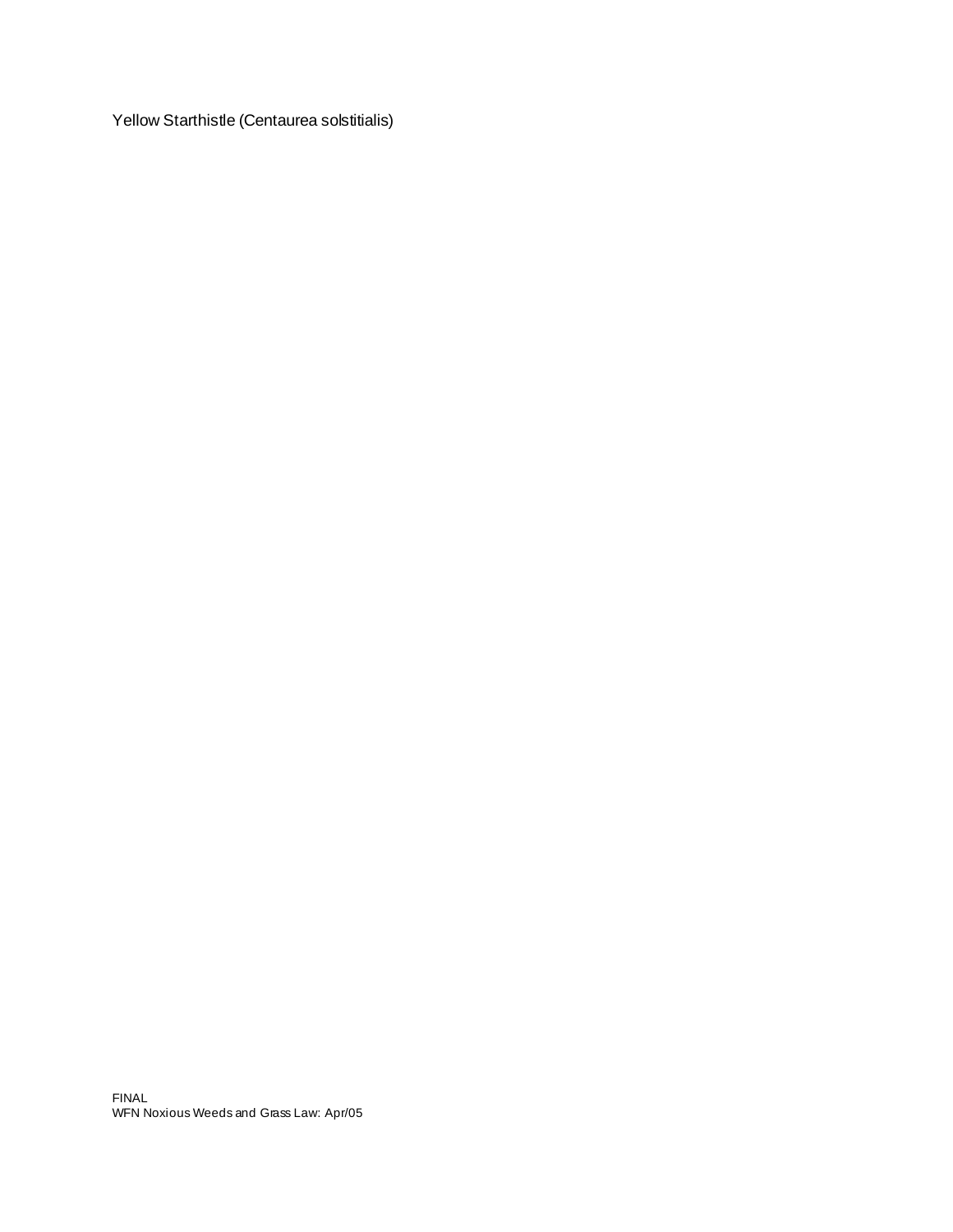Yellow Starthistle (Centaurea solstitialis)

FINAL
WFN Noxious Weeds and Grass Law: Apr/05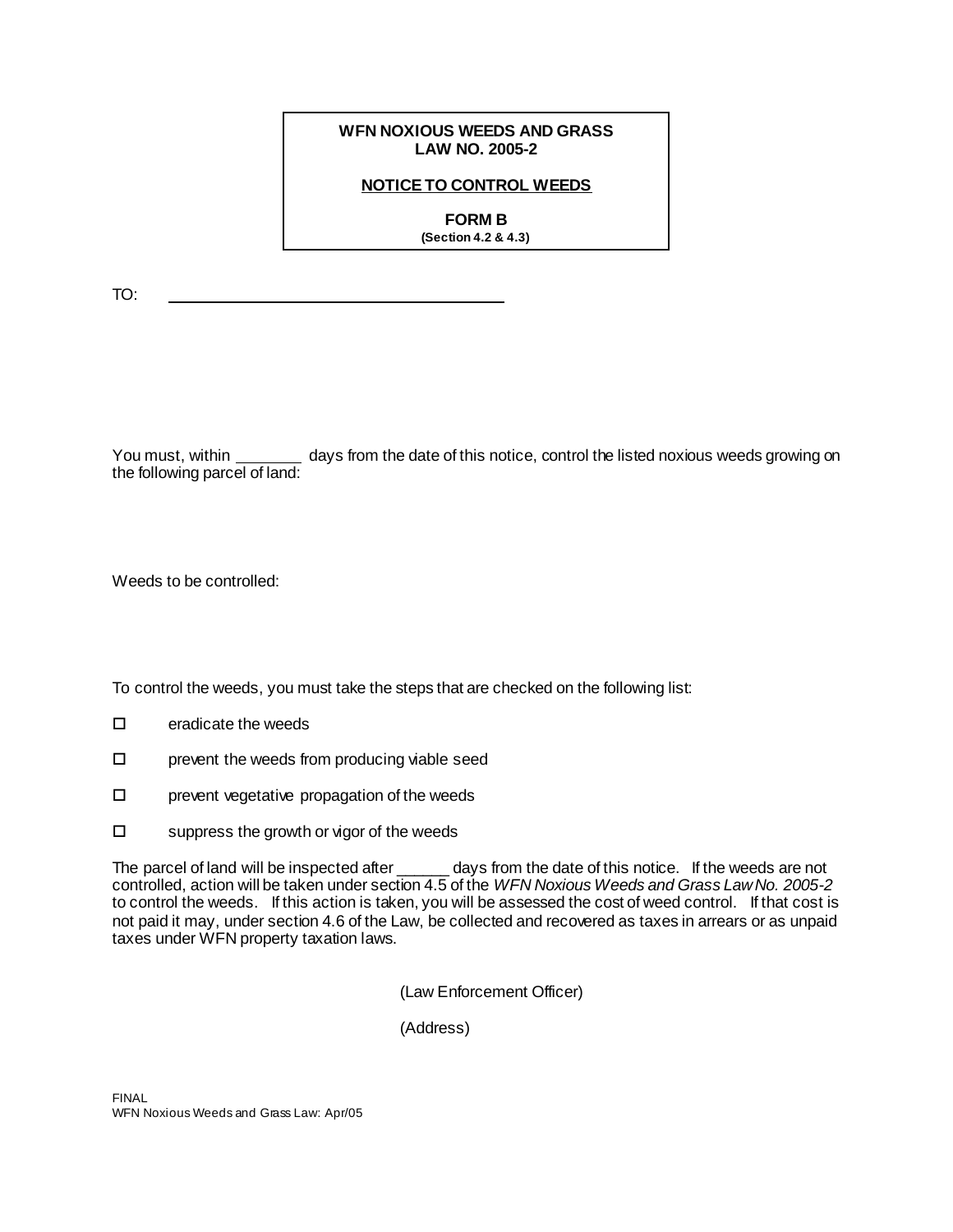**WFN NOXIOUS WEEDS AND GRASS**
**LAW NO. 2005-2**

**NOTICE TO CONTROL WEEDS**

**FORM B**
**(Section 4.2 & 4.3)**

TO: ________________________________________

You must, within _______ days from the date of this notice, control the listed noxious weeds growing on the following parcel of land:

Weeds to be controlled:

To control the weeds, you must take the steps that are checked on the following list:

- ☐ eradicate the weeds
- ☐ prevent the weeds from producing viable seed
- ☐ prevent vegetative propagation of the weeds
- ☐ suppress the growth or vigor of the weeds

The parcel of land will be inspected after ______ days from the date of this notice. If the weeds are not controlled, action will be taken under section 4.5 of the *WFN Noxious Weeds and Grass Law No. 2005-2* to control the weeds. If this action is taken, you will be assessed the cost of weed control. If that cost is not paid it may, under section 4.6 of the Law, be collected and recovered as taxes in arrears or as unpaid taxes under WFN property taxation laws.

(Law Enforcement Officer)

(Address)

FINAL
WFN Noxious Weeds and Grass Law: Apr/05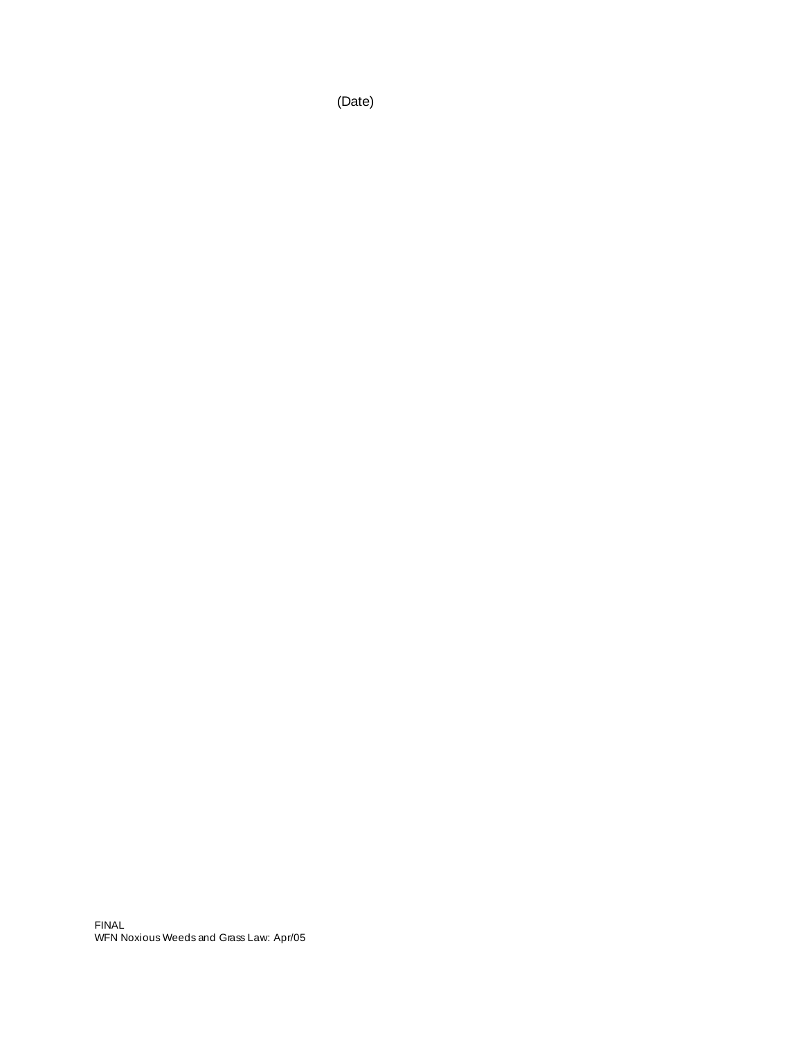(Date)